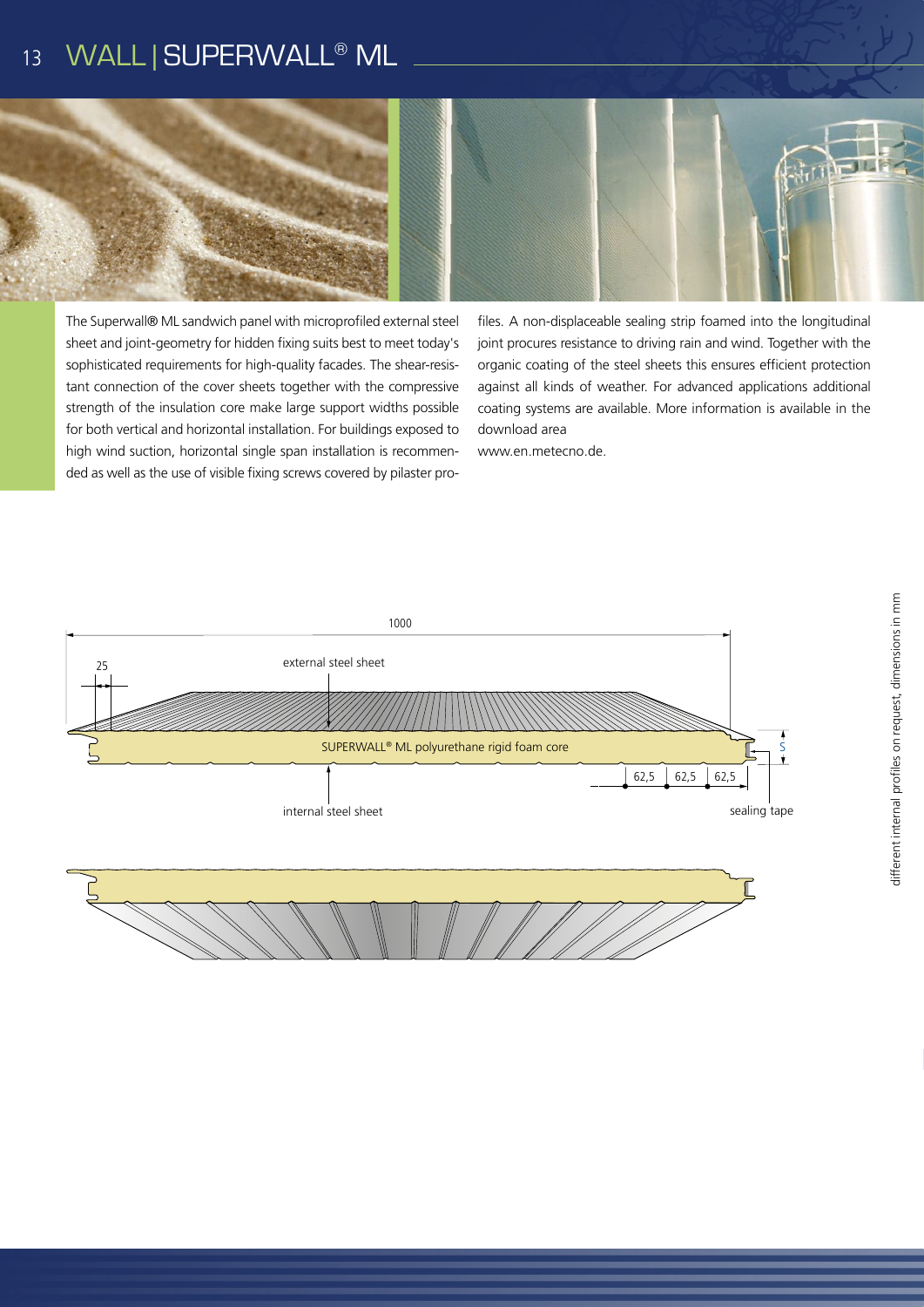# WALL | SUPERWALL® ML

The Superwall® ML sandwich panel with microprofiled external steel sheet and joint-geometry for hidden fixing suits best to meet today's sophisticated requirements for high-quality facades. The shear-resistant connection of the cover sheets together with the compressive strength of the insulation core make large support widths possible for both vertical and horizontal installation. For buildings exposed to high wind suction, horizontal single span installation is recommended as well as the use of visible fixing screws covered by pilaster profiles. A non-displaceable sealing strip foamed into the longitudinal joint procures resistance to driving rain and wind. Together with the organic coating of the steel sheets this ensures efficient protection against all kinds of weather. For advanced applications additional coating systems are available. More information is available in the download area

www.en.metecno.de.

1000

25

external steel sheet

SUPERWALL® ML polyurethane rigid foam core

S

62,5 62,5 62,5

internal steel sheet

sealing tape

different internal profiles on request, dimensions in mm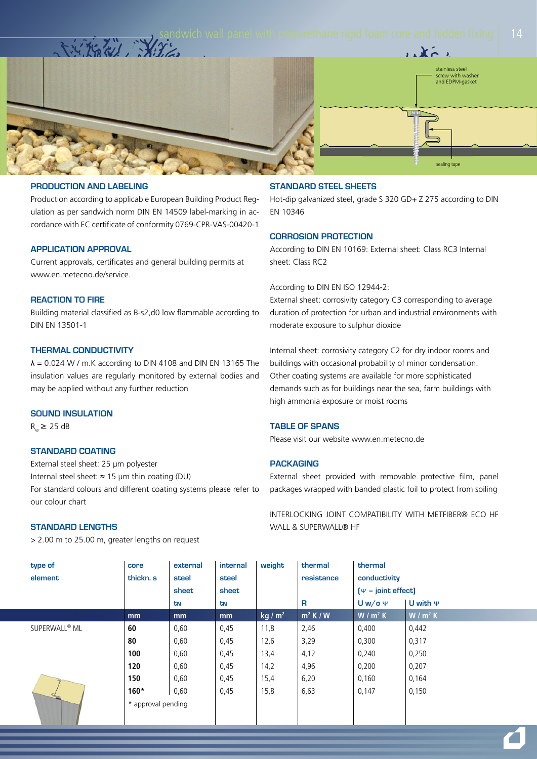sandwich wall panel with polyurethane rigid foam core and hidden fixing

stainless steel screw with washer and EDPM-gasket

sealing tape

### PRODUCTION AND LABELING

Production according to applicable European Building Product Regulation as per sandwich norm DIN EN 14509 label-marking in accordance with EC certificate of conformity 0769-CPR-VAS-00420-1

### APPLICATION APPROVAL

Current approvals, certificates and general building permits at www.en.metecno.de/service.

### REACTION TO FIRE

Building material classified as B-s2,d0 low flammable according to DIN EN 13501-1

### THERMAL CONDUCTIVITY

$\lambda$ = 0.024 W / m.K according to DIN 4108 and DIN EN 13165 The insulation values are regularly monitored by external bodies and may be applied without any further reduction

### SOUND INSULATION

$R_w \geq 25$ dB

### STANDARD COATING

External steel sheet: 25 µm polyester
Internal steel sheet: ≈ 15 µm thin coating (DU)
For standard colours and different coating systems please refer to our colour chart

### STANDARD LENGTHS

> 2.00 m to 25.00 m, greater lengths on request

### STANDARD STEEL SHEETS

Hot-dip galvanized steel, grade S 320 GD+ Z 275 according to DIN EN 10346

### CORROSION PROTECTION

According to DIN EN 10169: External sheet: Class RC3 Internal sheet: Class RC2

According to DIN EN ISO 12944-2:
External sheet: corrosivity category C3 corresponding to average duration of protection for urban and industrial environments with moderate exposure to sulphur dioxide

Internal sheet: corrosivity category C2 for dry indoor rooms and buildings with occasional probability of minor condensation. Other coating systems are available for more sophisticated demands such as for buildings near the sea, farm buildings with high ammonia exposure or moist rooms

### TABLE OF SPANS

Please visit our website www.en.metecno.de

### PACKAGING

External sheet provided with removable protective film, panel packages wrapped with banded plastic foil to protect from soiling

INTERLOCKING JOINT COMPATIBILITY WITH METFIBER® ECO HF WALL & SUPERWALL® HF

| type of element | core thickn. s | external steel sheet $t_N$ | internal steel sheet $t_N$ | weight | thermal resistance R | thermal conductivity (Ψ – joint effect) U w/o Ψ | U with Ψ |
|---|---|---|---|---|---|---|---|
| | mm | mm | mm | kg / m² | m² K / W | W / m² K | W / m² K |
| SUPERWALL® ML | 60 | 0,60 | 0,45 | 11,8 | 2,46 | 0,400 | 0,442 |
| | 80 | 0,60 | 0,45 | 12,6 | 3,29 | 0,300 | 0,317 |
| | 100 | 0,60 | 0,45 | 13,4 | 4,12 | 0,240 | 0,250 |
| | 120 | 0,60 | 0,45 | 14,2 | 4,96 | 0,200 | 0,207 |
| | 150 | 0,60 | 0,45 | 15,4 | 6,20 | 0,160 | 0,164 |
| | 160* | 0,60 | 0,45 | 15,8 | 6,63 | 0,147 | 0,150 |

\* approval pending